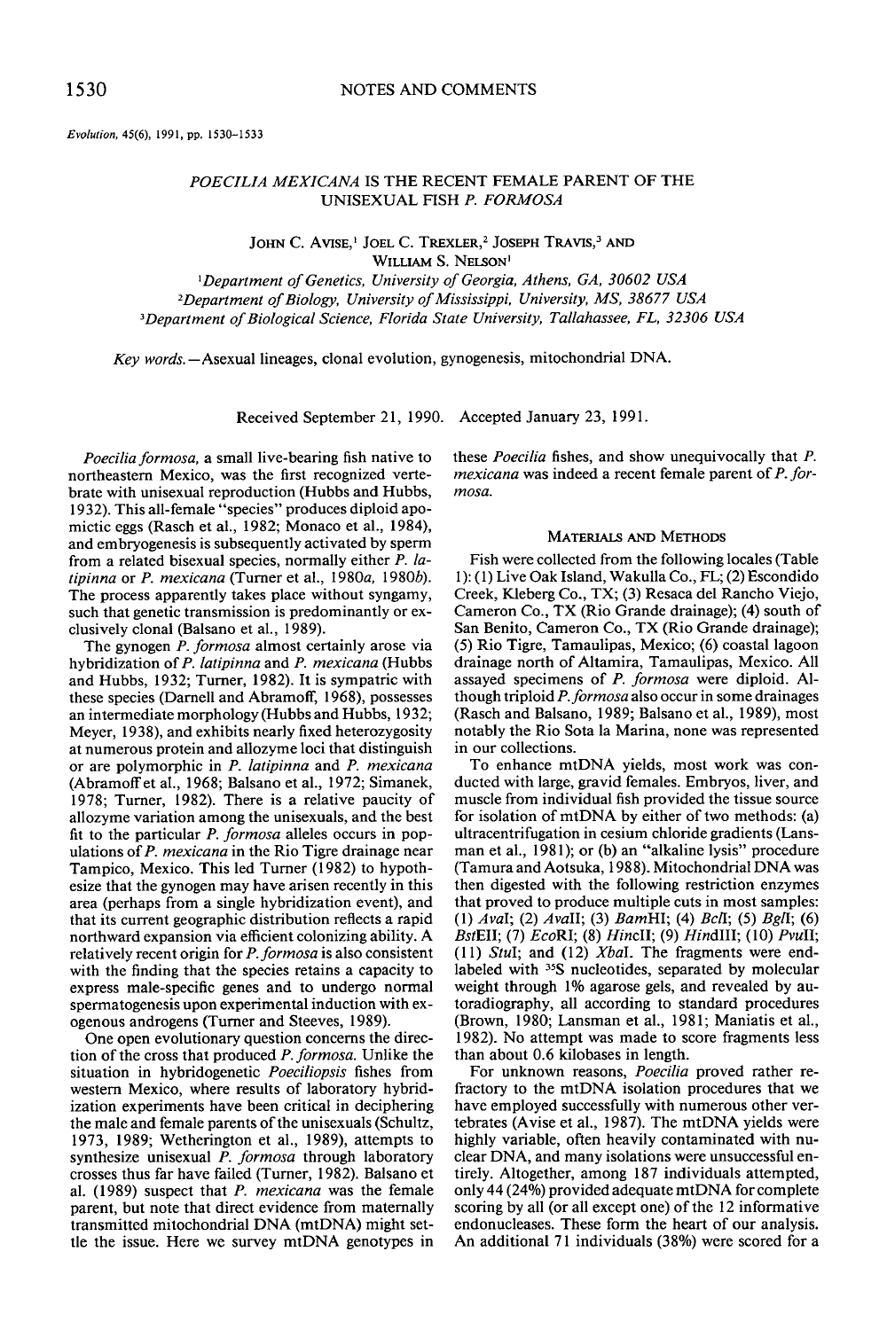*Evolution*, 45(6), 1991, pp. 1530–1533

# *POECILIA MEXICANA* IS THE RECENT FEMALE PARENT OF THE UNISEXUAL FISH *P. FORMOSA*

JOHN C. AVISE,[1] JOEL C. TREXLER,[2] JOSEPH TRAVIS,[3] AND WILLIAM S. NELSON[1]

[1]*Department of Genetics, University of Georgia, Athens, GA, 30602 USA*

[2]*Department of Biology, University of Mississippi, University, MS, 38677 USA*

[3]*Department of Biological Science, Florida State University, Tallahassee, FL, 32306 USA*

*Key words.*—Asexual lineages, clonal evolution, gynogenesis, mitochondrial DNA.

Received September 21, 1990. Accepted January 23, 1991.

*Poecilia formosa*, a small live-bearing fish native to northeastern Mexico, was the first recognized vertebrate with unisexual reproduction (Hubbs and Hubbs, 1932). This all-female "species" produces diploid apomictic eggs (Rasch et al., 1982; Monaco et al., 1984), and embryogenesis is subsequently activated by sperm from a related bisexual species, normally either *P. latipinna* or *P. mexicana* (Turner et al., 1980*a*, 1980*b*). The process apparently takes place without syngamy, such that genetic transmission is predominantly or exclusively clonal (Balsano et al., 1989).

The gynogen *P. formosa* almost certainly arose via hybridization of *P. latipinna* and *P. mexicana* (Hubbs and Hubbs, 1932; Turner, 1982). It is sympatric with these species (Darnell and Abramoff, 1968), possesses an intermediate morphology (Hubbs and Hubbs, 1932; Meyer, 1938), and exhibits nearly fixed heterozygosity at numerous protein and allozyme loci that distinguish or are polymorphic in *P. latipinna* and *P. mexicana* (Abramoff et al., 1968; Balsano et al., 1972; Simanek, 1978; Turner, 1982). There is a relative paucity of allozyme variation among the unisexuals, and the best fit to the particular *P. formosa* alleles occurs in populations of *P. mexicana* in the Rio Tigre drainage near Tampico, Mexico. This led Turner (1982) to hypothesize that the gynogen may have arisen recently in this area (perhaps from a single hybridization event), and that its current geographic distribution reflects a rapid northward expansion via efficient colonizing ability. A relatively recent origin for *P. formosa* is also consistent with the finding that the species retains a capacity to express male-specific genes and to undergo normal spermatogenesis upon experimental induction with exogenous androgens (Turner and Steeves, 1989).

One open evolutionary question concerns the direction of the cross that produced *P. formosa*. Unlike the situation in hybridogenetic *Poeciliopsis* fishes from western Mexico, where results of laboratory hybridization experiments have been critical in deciphering the male and female parents of the unisexuals (Schultz, 1973, 1989; Wetherington et al., 1989), attempts to synthesize unisexual *P. formosa* through laboratory crosses thus far have failed (Turner, 1982). Balsano et al. (1989) suspect that *P. mexicana* was the female parent, but note that direct evidence from maternally transmitted mitochondrial DNA (mtDNA) might settle the issue. Here we survey mtDNA genotypes in these *Poecilia* fishes, and show unequivocally that *P. mexicana* was indeed a recent female parent of *P. formosa*.

## MATERIALS AND METHODS

Fish were collected from the following locales (Table 1): (1) Live Oak Island, Wakulla Co., FL; (2) Escondido Creek, Kleberg Co., TX; (3) Resaca del Rancho Viejo, Cameron Co., TX (Rio Grande drainage); (4) south of San Benito, Cameron Co., TX (Rio Grande drainage); (5) Rio Tigre, Tamaulipas, Mexico; (6) coastal lagoon drainage north of Altamira, Tamaulipas, Mexico. All assayed specimens of *P. formosa* were diploid. Although triploid *P. formosa* also occur in some drainages (Rasch and Balsano, 1989; Balsano et al., 1989), most notably the Rio Sota la Marina, none was represented in our collections.

To enhance mtDNA yields, most work was conducted with large, gravid females. Embryos, liver, and muscle from individual fish provided the tissue source for isolation of mtDNA by either of two methods: (a) ultracentrifugation in cesium chloride gradients (Lansman et al., 1981); or (b) an "alkaline lysis" procedure (Tamura and Aotsuka, 1988). Mitochondrial DNA was then digested with the following restriction enzymes that proved to produce multiple cuts in most samples: (1) *Ava*I; (2) *Ava*II; (3) *Bam*HI; (4) *Bcl*I; (5) *Bgl*I; (6) *Bst*EII; (7) *Eco*RI; (8) *Hinc*II; (9) *Hind*III; (10) *Pvu*II; (11) *Stu*I; and (12) *Xba*I. The fragments were end-labeled with $^{35}S$ nucleotides, separated by molecular weight through 1% agarose gels, and revealed by autoradiography, all according to standard procedures (Brown, 1980; Lansman et al., 1981; Maniatis et al., 1982). No attempt was made to score fragments less than about 0.6 kilobases in length.

For unknown reasons, *Poecilia* proved rather refractory to the mtDNA isolation procedures that we have employed successfully with numerous other vertebrates (Avise et al., 1987). The mtDNA yields were highly variable, often heavily contaminated with nuclear DNA, and many isolations were unsuccessful entirely. Altogether, among 187 individuals attempted, only 44 (24%) provided adequate mtDNA for complete scoring by all (or all except one) of the 12 informative endonucleases. These form the heart of our analysis. An additional 71 individuals (38%) were scored for a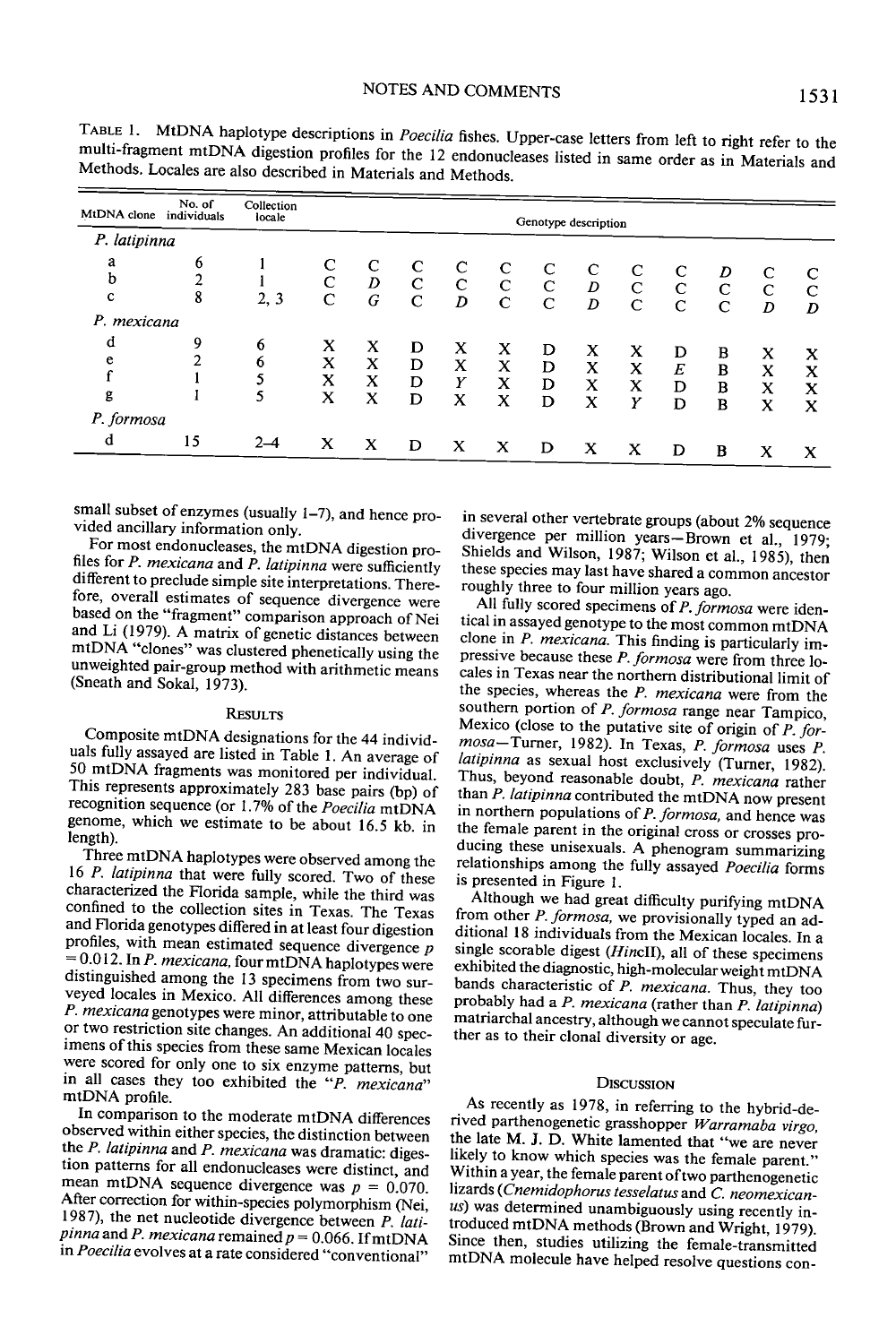TABLE 1. MtDNA haplotype descriptions in *Poecilia* fishes. Upper-case letters from left to right refer to the multi-fragment mtDNA digestion profiles for the 12 endonucleases listed in same order as in Materials and Methods. Locales are also described in Materials and Methods.

| MtDNA clone | No. of individuals | Collection locale | Genotype description | | | | | | | | | | | |
|---|---|---|---|---|---|---|---|---|---|---|---|---|---|---|
| *P. latipinna* | | | | | | | | | | | | | | |
| a | 6 | 1 | C | C | C | C | C | C | C | C | C | *D* | C | C |
| b | 2 | 1 | C | *D* | C | C | C | C | *D* | C | C | C | C | C |
| c | 8 | 2, 3 | C | *G* | C | *D* | C | C | *D* | C | C | C | *D* | *D* |
| *P. mexicana* | | | | | | | | | | | | | | |
| d | 9 | 6 | X | X | D | X | X | D | X | X | D | B | X | X |
| e | 2 | 6 | X | X | D | X | X | D | X | X | *E* | B | X | X |
| f | 1 | 5 | X | X | D | *Y* | X | D | X | X | D | B | X | X |
| g | 1 | 5 | X | X | D | X | X | D | X | *Y* | D | B | X | X |
| *P. formosa* | | | | | | | | | | | | | | |
| d | 15 | 2–4 | X | X | D | X | X | D | X | X | D | B | X | X |

small subset of enzymes (usually 1–7), and hence provided ancillary information only.

For most endonucleases, the mtDNA digestion profiles for *P. mexicana* and *P. latipinna* were sufficiently different to preclude simple site interpretations. Therefore, overall estimates of sequence divergence were based on the "fragment" comparison approach of Nei and Li (1979). A matrix of genetic distances between mtDNA "clones" was clustered phenetically using the unweighted pair-group method with arithmetic means (Sneath and Sokal, 1973).

## RESULTS

Composite mtDNA designations for the 44 individuals fully assayed are listed in Table 1. An average of 50 mtDNA fragments was monitored per individual. This represents approximately 283 base pairs (bp) of recognition sequence (or 1.7% of the *Poecilia* mtDNA genome, which we estimate to be about 16.5 kb. in length).

Three mtDNA haplotypes were observed among the 16 *P. latipinna* that were fully scored. Two of these characterized the Florida sample, while the third was confined to the collection sites in Texas. The Texas and Florida genotypes differed in at least four digestion profiles, with mean estimated sequence divergence $p = 0.012$. In *P. mexicana*, four mtDNA haplotypes were distinguished among the 13 specimens from two surveyed locales in Mexico. All differences among these *P. mexicana* genotypes were minor, attributable to one or two restriction site changes. An additional 40 specimens of this species from these same Mexican locales were scored for only one to six enzyme patterns, but in all cases they too exhibited the "*P. mexicana*" mtDNA profile.

In comparison to the moderate mtDNA differences observed within either species, the distinction between the *P. latipinna* and *P. mexicana* was dramatic: digestion patterns for all endonucleases were distinct, and mean mtDNA sequence divergence was $p = 0.070$. After correction for within-species polymorphism (Nei, 1987), the net nucleotide divergence between *P. latipinna* and *P. mexicana* remained $p = 0.066$. If mtDNA in *Poecilia* evolves at a rate considered "conventional" in several other vertebrate groups (about 2% sequence divergence per million years—Brown et al., 1979; Shields and Wilson, 1987; Wilson et al., 1985), then these species may last have shared a common ancestor roughly three to four million years ago.

All fully scored specimens of *P. formosa* were identical in assayed genotype to the most common mtDNA clone in *P. mexicana*. This finding is particularly impressive because these *P. formosa* were from three locales in Texas near the northern distributional limit of the species, whereas the *P. mexicana* were from the southern portion of *P. formosa* range near Tampico, Mexico (close to the putative site of origin of *P. formosa*—Turner, 1982). In Texas, *P. formosa* uses *P. latipinna* as sexual host exclusively (Turner, 1982). Thus, beyond reasonable doubt, *P. mexicana* rather than *P. latipinna* contributed the mtDNA now present in northern populations of *P. formosa*, and hence was the female parent in the original cross or crosses producing these unisexuals. A phenogram summarizing relationships among the fully assayed *Poecilia* forms is presented in Figure 1.

Although we had great difficulty purifying mtDNA from other *P. formosa*, we provisionally typed an additional 18 individuals from the Mexican locales. In a single scorable digest (*Hin*cII), all of these specimens exhibited the diagnostic, high-molecular weight mtDNA bands characteristic of *P. mexicana*. Thus, they too probably had a *P. mexicana* (rather than *P. latipinna*) matriarchal ancestry, although we cannot speculate further as to their clonal diversity or age.

## DISCUSSION

As recently as 1978, in referring to the hybrid-derived parthenogenetic grasshopper *Warramaba virgo*, the late M. J. D. White lamented that "we are never likely to know which species was the female parent." Within a year, the female parent of two parthenogenetic lizards (*Cnemidophorus tesselatus* and *C. neomexicanus*) was determined unambiguously using recently introduced mtDNA methods (Brown and Wright, 1979). Since then, studies utilizing the female-transmitted mtDNA molecule have helped resolve questions con-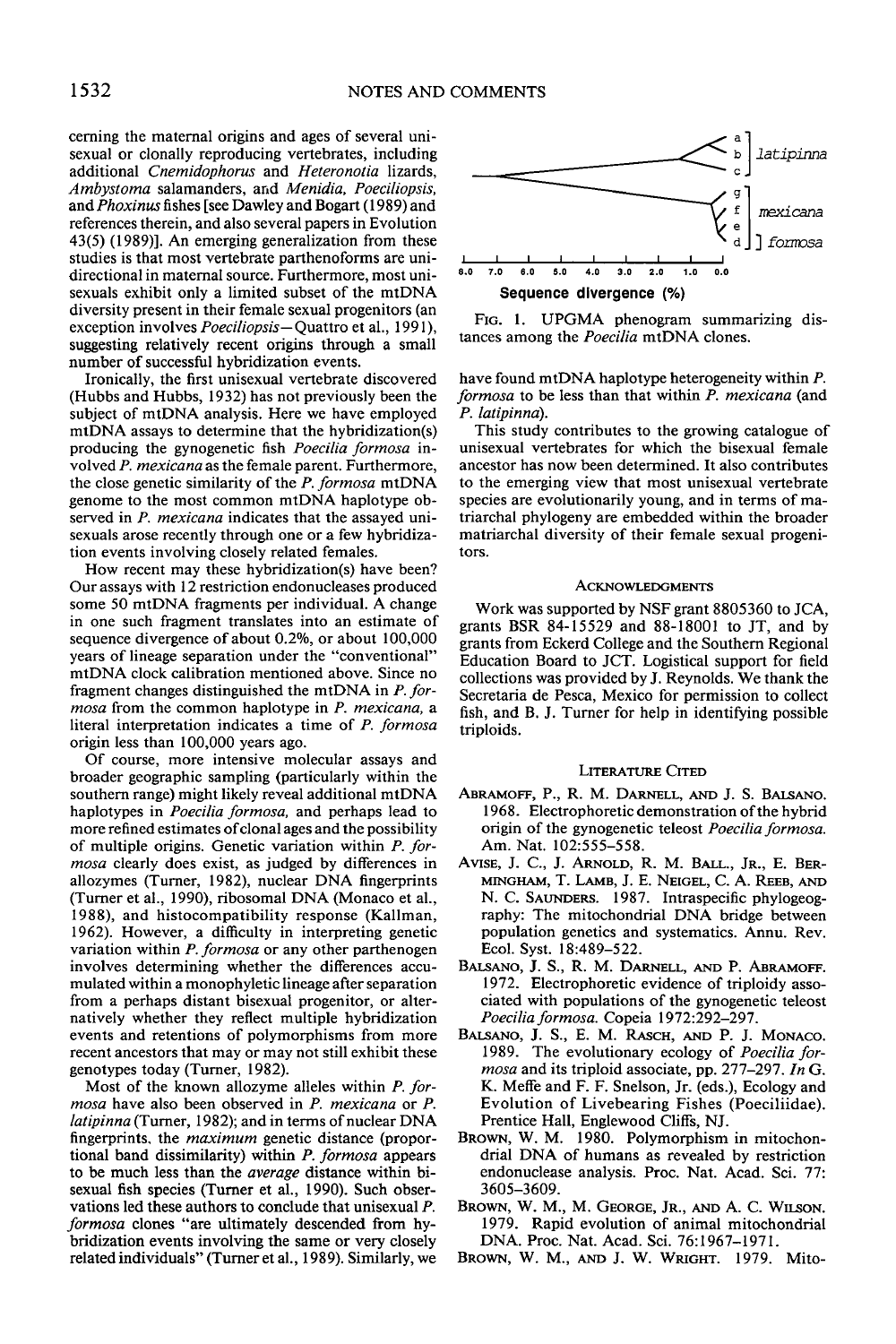cerning the maternal origins and ages of several unisexual or clonally reproducing vertebrates, including additional *Cnemidophorus* and *Heteronotia* lizards, *Ambystoma* salamanders, and *Menidia, Poeciliopsis,* and *Phoxinus* fishes [see Dawley and Bogart (1989) and references therein, and also several papers in Evolution 43(5) (1989)]. An emerging generalization from these studies is that most vertebrate parthenoforms are unidirectional in maternal source. Furthermore, most unisexuals exhibit only a limited subset of the mtDNA diversity present in their female sexual progenitors (an exception involves *Poeciliopsis*—Quattro et al., 1991), suggesting relatively recent origins through a small number of successful hybridization events.

Ironically, the first unisexual vertebrate discovered (Hubbs and Hubbs, 1932) has not previously been the subject of mtDNA analysis. Here we have employed mtDNA assays to determine that the hybridization(s) producing the gynogenetic fish *Poecilia formosa* involved *P. mexicana* as the female parent. Furthermore, the close genetic similarity of the *P. formosa* mtDNA genome to the most common mtDNA haplotype observed in *P. mexicana* indicates that the assayed unisexuals arose recently through one or a few hybridization events involving closely related females.

How recent may these hybridization(s) have been? Our assays with 12 restriction endonucleases produced some 50 mtDNA fragments per individual. A change in one such fragment translates into an estimate of sequence divergence of about 0.2%, or about 100,000 years of lineage separation under the "conventional" mtDNA clock calibration mentioned above. Since no fragment changes distinguished the mtDNA in *P. formosa* from the common haplotype in *P. mexicana,* a literal interpretation indicates a time of *P. formosa* origin less than 100,000 years ago.

Of course, more intensive molecular assays and broader geographic sampling (particularly within the southern range) might likely reveal additional mtDNA haplotypes in *Poecilia formosa,* and perhaps lead to more refined estimates of clonal ages and the possibility of multiple origins. Genetic variation within *P. formosa* clearly does exist, as judged by differences in allozymes (Turner, 1982), nuclear DNA fingerprints (Turner et al., 1990), ribosomal DNA (Monaco et al., 1988), and histocompatibility response (Kallman, 1962). However, a difficulty in interpreting genetic variation within *P. formosa* or any other parthenogen involves determining whether the differences accumulated within a monophyletic lineage after separation from a perhaps distant bisexual progenitor, or alternatively whether they reflect multiple hybridization events and retentions of polymorphisms from more recent ancestors that may or may not still exhibit these genotypes today (Turner, 1982).

Most of the known allozyme alleles within *P. formosa* have also been observed in *P. mexicana* or *P. latipinna* (Turner, 1982); and in terms of nuclear DNA fingerprints, the *maximum* genetic distance (proportional band dissimilarity) within *P. formosa* appears to be much less than the *average* distance within bisexual fish species (Turner et al., 1990). Such observations led these authors to conclude that unisexual *P. formosa* clones "are ultimately descended from hybridization events involving the same or very closely related individuals" (Turner et al., 1989). Similarly, we have found mtDNA haplotype heterogeneity within *P. formosa* to be less than that within *P. mexicana* (and *P. latipinna*).

FIG. 1. UPGMA phenogram summarizing distances among the *Poecilia* mtDNA clones.

This study contributes to the growing catalogue of unisexual vertebrates for which the bisexual female ancestor has now been determined. It also contributes to the emerging view that most unisexual vertebrate species are evolutionarily young, and in terms of matriarchal phylogeny are embedded within the broader matriarchal diversity of their female sexual progenitors.

## ACKNOWLEDGMENTS

Work was supported by NSF grant 8805360 to JCA, grants BSR 84-15529 and 88-18001 to JT, and by grants from Eckerd College and the Southern Regional Education Board to JCT. Logistical support for field collections was provided by J. Reynolds. We thank the Secretaria de Pesca, Mexico for permission to collect fish, and B. J. Turner for help in identifying possible triploids.

## LITERATURE CITED

ABRAMOFF, P., R. M. DARNELL, AND J. S. BALSANO. 1968. Electrophoretic demonstration of the hybrid origin of the gynogenetic teleost *Poecilia formosa.* Am. Nat. 102:555–558.

AVISE, J. C., J. ARNOLD, R. M. BALL., JR., E. BERMINGHAM, T. LAMB, J. E. NEIGEL, C. A. REEB, AND N. C. SAUNDERS. 1987. Intraspecific phylogeography: The mitochondrial DNA bridge between population genetics and systematics. Annu. Rev. Ecol. Syst. 18:489–522.

BALSANO, J. S., R. M. DARNELL, AND P. ABRAMOFF. 1972. Electrophoretic evidence of triploidy associated with populations of the gynogenetic teleost *Poecilia formosa.* Copeia 1972:292–297.

BALSANO, J. S., E. M. RASCH, AND P. J. MONACO. 1989. The evolutionary ecology of *Poecilia formosa* and its triploid associate, pp. 277–297. *In* G. K. Meffe and F. F. Snelson, Jr. (eds.), Ecology and Evolution of Livebearing Fishes (Poeciliidae). Prentice Hall, Englewood Cliffs, NJ.

BROWN, W. M. 1980. Polymorphism in mitochondrial DNA of humans as revealed by restriction endonuclease analysis. Proc. Nat. Acad. Sci. 77: 3605–3609.

BROWN, W. M., M. GEORGE, JR., AND A. C. WILSON. 1979. Rapid evolution of animal mitochondrial DNA. Proc. Nat. Acad. Sci. 76:1967–1971.

BROWN, W. M., AND J. W. WRIGHT. 1979. Mito-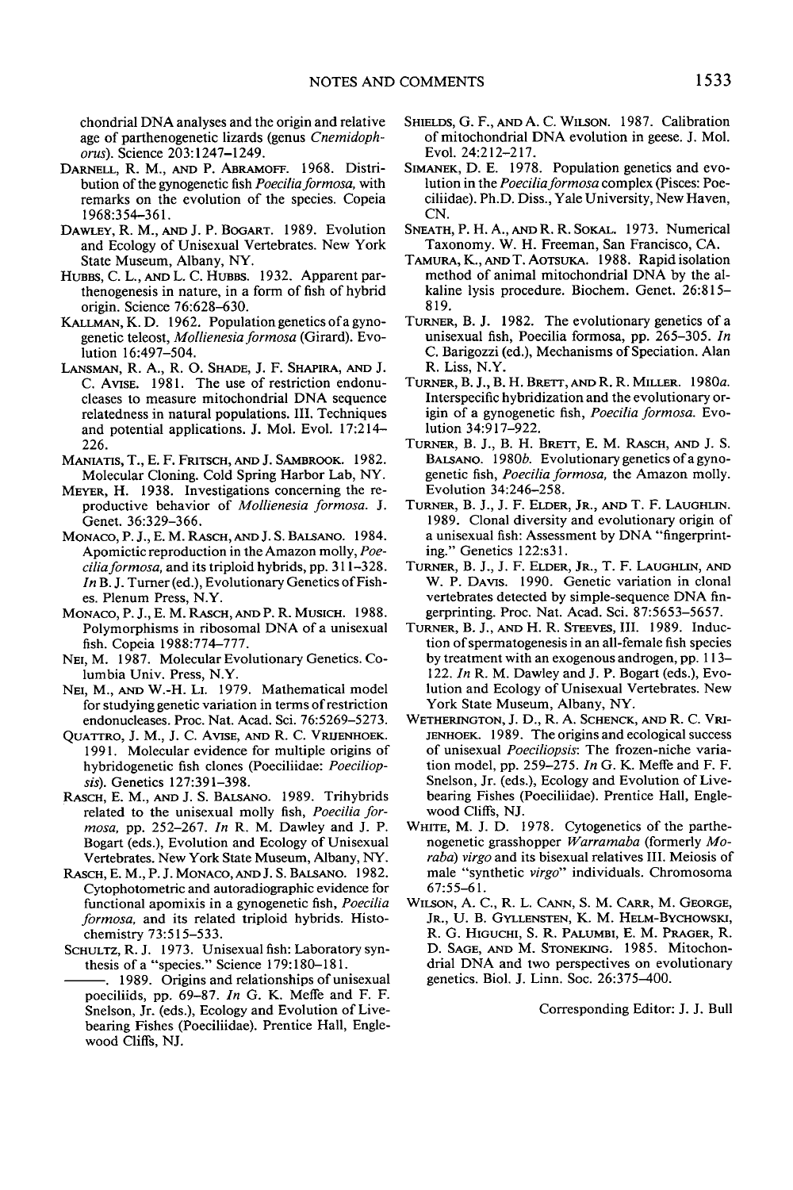chondrial DNA analyses and the origin and relative age of parthenogenetic lizards (genus *Cnemidophorus*). Science 203:1247–1249.

DARNELL, R. M., AND P. ABRAMOFF. 1968. Distribution of the gynogenetic fish *Poecilia formosa*, with remarks on the evolution of the species. Copeia 1968:354–361.

DAWLEY, R. M., AND J. P. BOGART. 1989. Evolution and Ecology of Unisexual Vertebrates. New York State Museum, Albany, NY.

HUBBS, C. L., AND L. C. HUBBS. 1932. Apparent parthenogenesis in nature, in a form of fish of hybrid origin. Science 76:628–630.

KALLMAN, K. D. 1962. Population genetics of a gynogenetic teleost, *Mollienesia formosa* (Girard). Evolution 16:497–504.

LANSMAN, R. A., R. O. SHADE, J. F. SHAPIRA, AND J. C. AVISE. 1981. The use of restriction endonucleases to measure mitochondrial DNA sequence relatedness in natural populations. III. Techniques and potential applications. J. Mol. Evol. 17:214–226.

MANIATIS, T., E. F. FRITSCH, AND J. SAMBROOK. 1982. Molecular Cloning. Cold Spring Harbor Lab, NY.

MEYER, H. 1938. Investigations concerning the reproductive behavior of *Mollienesia formosa*. J. Genet. 36:329–366.

MONACO, P. J., E. M. RASCH, AND J. S. BALSANO. 1984. Apomictic reproduction in the Amazon molly, *Poecilia formosa*, and its triploid hybrids, pp. 311–328. *In* B. J. Turner (ed.), Evolutionary Genetics of Fishes. Plenum Press, N.Y.

MONACO, P. J., E. M. RASCH, AND P. R. MUSICH. 1988. Polymorphisms in ribosomal DNA of a unisexual fish. Copeia 1988:774–777.

NEI, M. 1987. Molecular Evolutionary Genetics. Columbia Univ. Press, N.Y.

NEI, M., AND W.-H. LI. 1979. Mathematical model for studying genetic variation in terms of restriction endonucleases. Proc. Nat. Acad. Sci. 76:5269–5273.

QUATTRO, J. M., J. C. AVISE, AND R. C. VRIJENHOEK. 1991. Molecular evidence for multiple origins of hybridogenetic fish clones (Poeciliidae: *Poeciliopsis*). Genetics 127:391–398.

RASCH, E. M., AND J. S. BALSANO. 1989. Trihybrids related to the unisexual molly fish, *Poecilia formosa*, pp. 252–267. *In* R. M. Dawley and J. P. Bogart (eds.), Evolution and Ecology of Unisexual Vertebrates. New York State Museum, Albany, NY.

RASCH, E. M., P. J. MONACO, AND J. S. BALSANO. 1982. Cytophotometric and autoradiographic evidence for functional apomixis in a gynogenetic fish, *Poecilia formosa*, and its related triploid hybrids. Histochemistry 73:515–533.

SCHULTZ, R. J. 1973. Unisexual fish: Laboratory synthesis of a "species." Science 179:180–181.

———. 1989. Origins and relationships of unisexual poeciliids, pp. 69–87. *In* G. K. Meffe and F. F. Snelson, Jr. (eds.), Ecology and Evolution of Livebearing Fishes (Poeciliidae). Prentice Hall, Englewood Cliffs, NJ.

SHIELDS, G. F., AND A. C. WILSON. 1987. Calibration of mitochondrial DNA evolution in geese. J. Mol. Evol. 24:212–217.

SIMANEK, D. E. 1978. Population genetics and evolution in the *Poecilia formosa* complex (Pisces: Poeciliidae). Ph.D. Diss., Yale University, New Haven, CN.

SNEATH, P. H. A., AND R. R. SOKAL. 1973. Numerical Taxonomy. W. H. Freeman, San Francisco, CA.

TAMURA, K., AND T. AOTSUKA. 1988. Rapid isolation method of animal mitochondrial DNA by the alkaline lysis procedure. Biochem. Genet. 26:815–819.

TURNER, B. J. 1982. The evolutionary genetics of a unisexual fish, Poecilia formosa, pp. 265–305. *In* C. Barigozzi (ed.), Mechanisms of Speciation. Alan R. Liss, N.Y.

TURNER, B. J., B. H. BRETT, AND R. R. MILLER. 1980*a*. Interspecific hybridization and the evolutionary origin of a gynogenetic fish, *Poecilia formosa*. Evolution 34:917–922.

TURNER, B. J., B. H. BRETT, E. M. RASCH, AND J. S. BALSANO. 1980*b*. Evolutionary genetics of a gynogenetic fish, *Poecilia formosa*, the Amazon molly. Evolution 34:246–258.

TURNER, B. J., J. F. ELDER, JR., AND T. F. LAUGHLIN. 1989. Clonal diversity and evolutionary origin of a unisexual fish: Assessment by DNA "fingerprinting." Genetics 122:s31.

TURNER, B. J., J. F. ELDER, JR., T. F. LAUGHLIN, AND W. P. DAVIS. 1990. Genetic variation in clonal vertebrates detected by simple-sequence DNA fingerprinting. Proc. Nat. Acad. Sci. 87:5653–5657.

TURNER, B. J., AND H. R. STEEVES, III. 1989. Induction of spermatogenesis in an all-female fish species by treatment with an exogenous androgen, pp. 113–122. *In* R. M. Dawley and J. P. Bogart (eds.), Evolution and Ecology of Unisexual Vertebrates. New York State Museum, Albany, NY.

WETHERINGTON, J. D., R. A. SCHENCK, AND R. C. VRIJENHOEK. 1989. The origins and ecological success of unisexual *Poeciliopsis*: The frozen-niche variation model, pp. 259–275. *In* G. K. Meffe and F. F. Snelson, Jr. (eds.), Ecology and Evolution of Livebearing Fishes (Poeciliidae). Prentice Hall, Englewood Cliffs, NJ.

WHITE, M. J. D. 1978. Cytogenetics of the parthenogenetic grasshopper *Warramaba* (formerly *Moraba*) *virgo* and its bisexual relatives III. Meiosis of male "synthetic *virgo*" individuals. Chromosoma 67:55–61.

WILSON, A. C., R. L. CANN, S. M. CARR, M. GEORGE, JR., U. B. GYLLENSTEN, K. M. HELM-BYCHOWSKI, R. G. HIGUCHI, S. R. PALUMBI, E. M. PRAGER, R. D. SAGE, AND M. STONEKING. 1985. Mitochondrial DNA and two perspectives on evolutionary genetics. Biol. J. Linn. Soc. 26:375–400.

Corresponding Editor: J. J. Bull